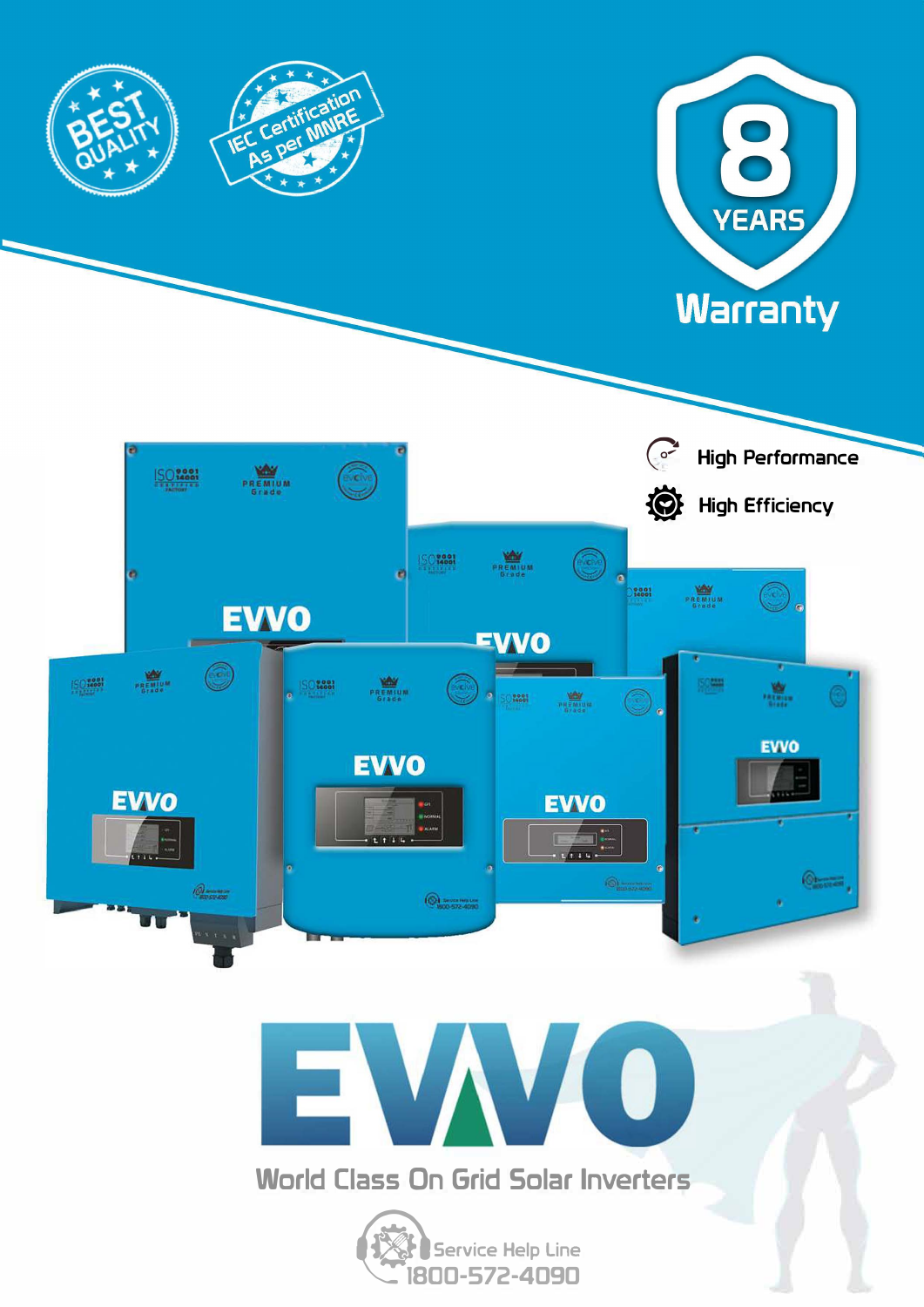BEST QUALITY

IEC Certification As per MNRE

8 YEARS Warranty

High Performance

High Efficiency

# EVVO

World Class On Grid Solar Inverters

Service Help Line 1800-572-4090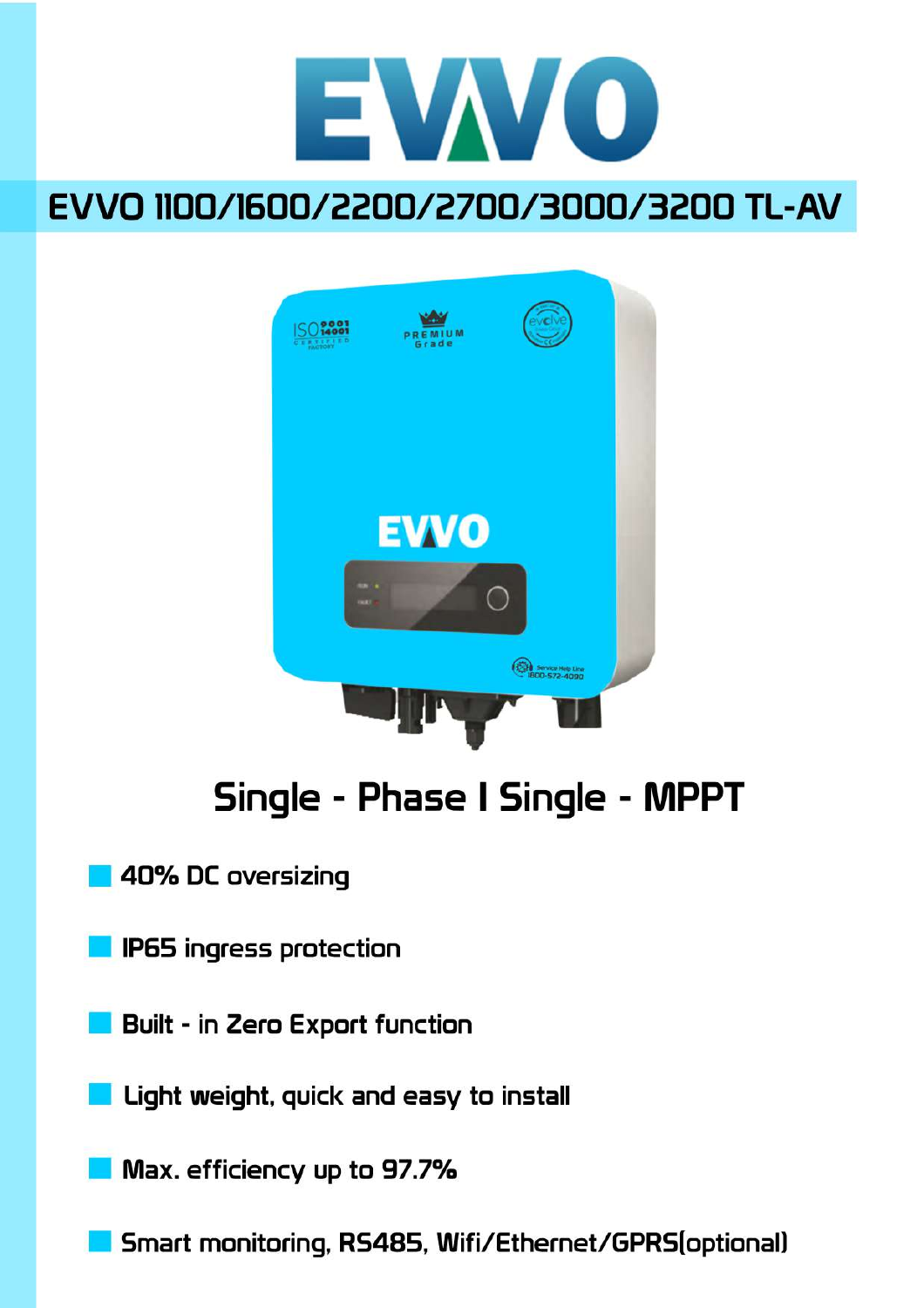# EVVO

## EVVO 1100/1600/2200/2700/3000/3200 TL-AV

### Single - Phase I Single - MPPT

- 40% DC oversizing
- IP65 ingress protection
- Built - in Zero Export function
- Light weight, quick and easy to install
- Max. efficiency up to 97.7%
- Smart monitoring, RS485, Wifi/Ethernet/GPRS(optional)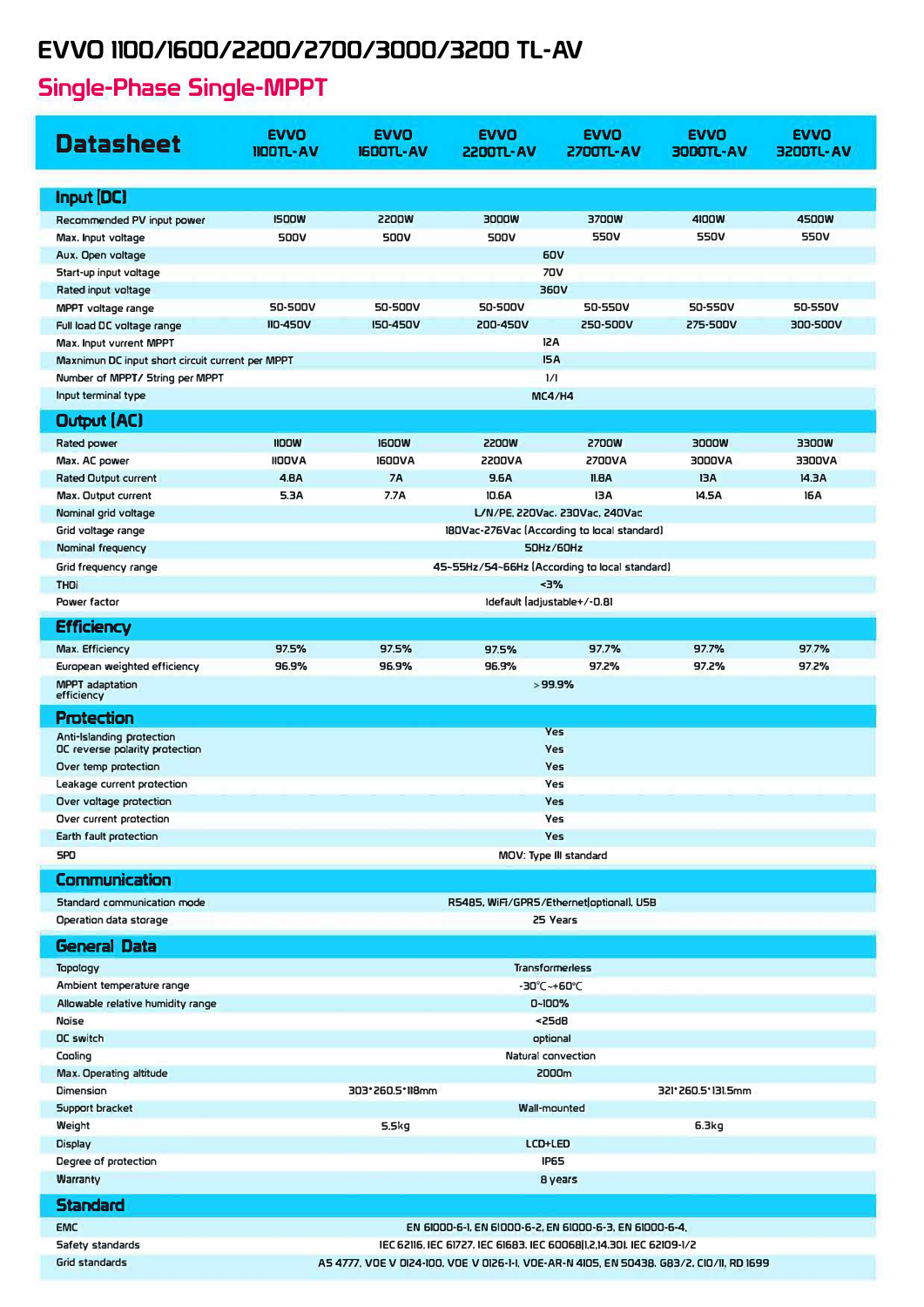# EVVO 1100/1600/2200/2700/3000/3200 TL-AV

## Single-Phase Single-MPPT

| Datasheet | EVVO 1100TL-AV | EVVO 1600TL-AV | EVVO 2200TL-AV | EVVO 2700TL-AV | EVVO 3000TL-AV | EVVO 3200TL-AV |
|---|---|---|---|---|---|---|
| **Input (DC)** | | | | | | |
| Recommended PV input power | 1500W | 2200W | 3000W | 3700W | 4100W | 4500W |
| Max. Input voltage | 500V | 500V | 500V | 550V | 550V | 550V |
| Aux. Open voltage | 60V | | | | | |
| Start-up input voltage | 70V | | | | | |
| Rated input voltage | 360V | | | | | |
| MPPT voltage range | 50-500V | 50-500V | 50-500V | 50-550V | 50-550V | 50-550V |
| Full load DC voltage range | 110-450V | 150-450V | 200-450V | 250-500V | 275-500V | 300-500V |
| Max. Input vurrent MPPT | 12A | | | | | |
| Maxnimun DC input short circuit current per MPPT | 15A | | | | | |
| Number of MPPT/ String per MPPT | 1/1 | | | | | |
| Input terminal type | MC4/H4 | | | | | |
| **Output (AC)** | | | | | | |
| Rated power | 1100W | 1600W | 2200W | 2700W | 3000W | 3300W |
| Max. AC power | 1100VA | 1600VA | 2200VA | 2700VA | 3000VA | 3300VA |
| Rated Output current | 4.8A | 7A | 9.6A | 11.8A | 13A | 14.3A |
| Max. Output current | 5.3A | 7.7A | 10.6A | 13A | 14.5A | 16A |
| Nominal grid voltage | L/N/PE, 220Vac, 230Vac, 240Vac | | | | | |
| Grid voltage range | 180Vac-276Vac (According to local standard) | | | | | |
| Nominal frequency | 50Hz/60Hz | | | | | |
| Grid frequency range | 45-55Hz/54-66Hz (According to local standard) | | | | | |
| THDi | <3% | | | | | |
| Power factor | 1default (adjustable+/-0.8) | | | | | |
| **Efficiency** | | | | | | |
| Max. Efficiency | 97.5% | 97.5% | 97.5% | 97.7% | 97.7% | 97.7% |
| European weighted efficiency | 96.9% | 96.9% | 96.9% | 97.2% | 97.2% | 97.2% |
| MPPT adaptation efficiency | >99.9% | | | | | |
| **Protection** | | | | | | |
| Anti-Islanding protection | Yes | | | | | |
| DC reverse polarity protection | Yes | | | | | |
| Over temp protection | Yes | | | | | |
| Leakage current protection | Yes | | | | | |
| Over voltage protection | Yes | | | | | |
| Over current protection | Yes | | | | | |
| Earth fault protection | Yes | | | | | |
| SPD | MOV: Type III standard | | | | | |
| **Communication** | | | | | | |
| Standard communication mode | RS485, WiFi/GPRS/Ethernet(optional), USB | | | | | |
| Operation data storage | 25 Years | | | | | |
| **General Data** | | | | | | |
| Topology | Transformerless | | | | | |
| Ambient temperature range | -30℃~+60℃ | | | | | |
| Allowable relative humidity range | 0~100% | | | | | |
| Noise | <25dB | | | | | |
| DC switch | optional | | | | | |
| Cooling | Natural convection | | | | | |
| Max. Operating altitude | 2000m | | | | | |
| Dimension | 303*260.5*118mm | | | 321*260.5*131.5mm | | |
| Support bracket | Wall-mounted | | | | | |
| Weight | 5.5kg | | | 6.3kg | | |
| Display | LCD+LED | | | | | |
| Degree of protection | IP65 | | | | | |
| Warranty | 8 years | | | | | |
| **Standard** | | | | | | |
| EMC | EN 61000-6-1, EN 61000-6-2, EN 61000-6-3, EN 61000-6-4, | | | | | |
| Safety standards | IEC 62116, IEC 61727, IEC 61683, IEC 60068(1,2,14,30), IEC 62109-1/2 | | | | | |
| Grid standards | AS 4777, VDE V 0124-100, VDE V 0126-1-1, VDE-AR-N 4105, EN 50438, G83/2, C10/11, RD 1699 | | | | | |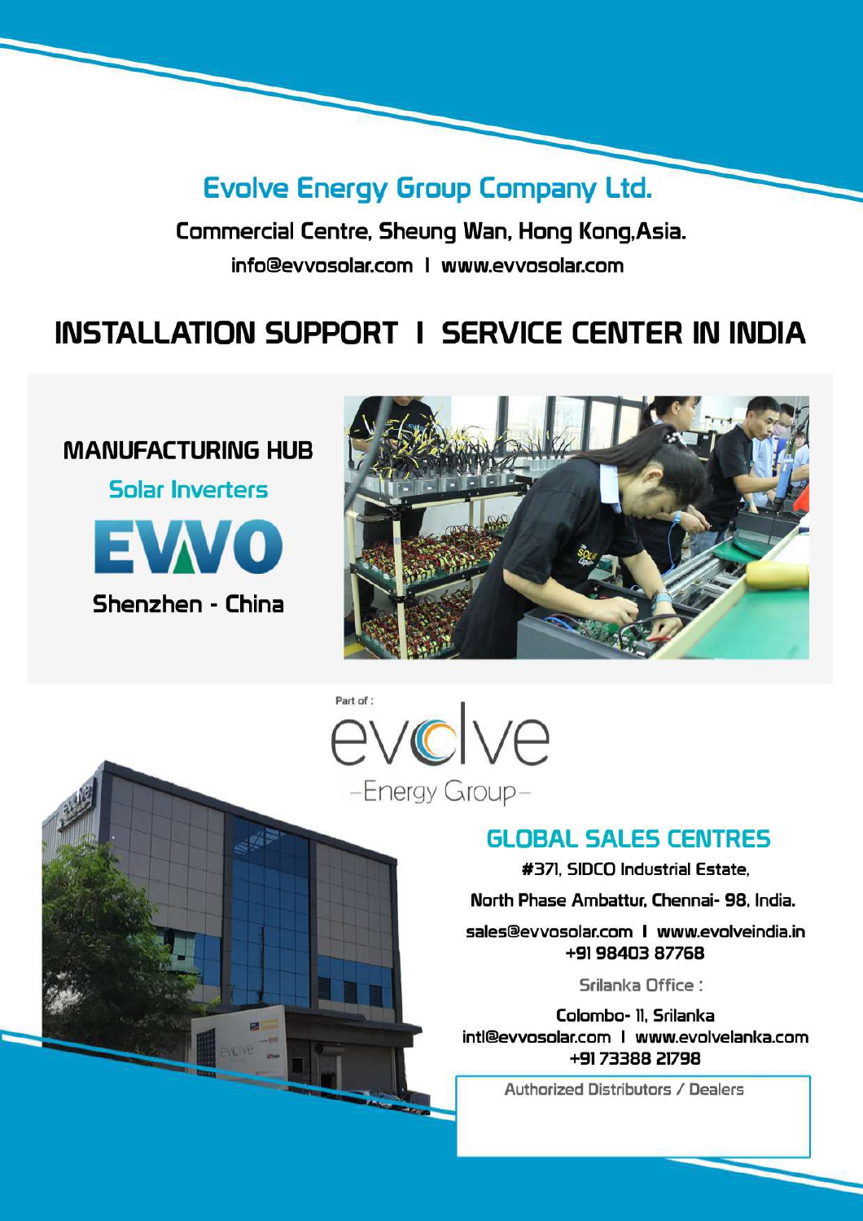## Evolve Energy Group Company Ltd.

**Commercial Centre, Sheung Wan, Hong Kong,Asia.**

info@evvosolar.com | www.evvosolar.com

# INSTALLATION SUPPORT | SERVICE CENTER IN INDIA

**MANUFACTURING HUB**

Solar Inverters

EVVO

Shenzhen - China

Part of :

evolve

-Energy Group-

## GLOBAL SALES CENTRES

#371, SIDCO Industrial Estate,

North Phase Ambattur, Chennai- 98, India.

sales@evvosolar.com | www.evolveindia.in
+91 98403 87768

Srilanka Office :

Colombo- 11, Srilanka
intl@evvosolar.com | www.evolvelanka.com
+91 73388 21798

Authorized Distributors / Dealers